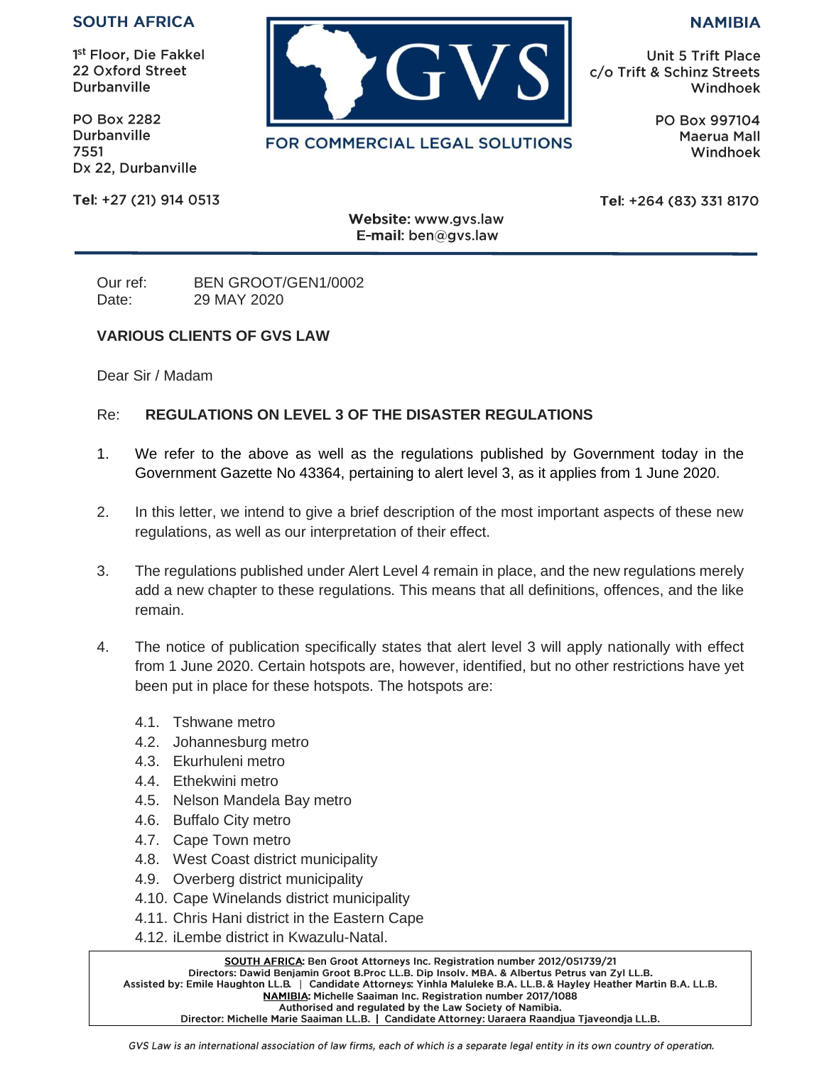**SOUTH AFRICA**

1st Floor, Die Fakkel
22 Oxford Street
Durbanville

PO Box 2282
Durbanville
7551
Dx 22, Durbanville

Tel: +27 (21) 914 0513

**GVS**

FOR COMMERCIAL LEGAL SOLUTIONS

**NAMIBIA**

Unit 5 Trift Place
c/o Trift & Schinz Streets
Windhoek

PO Box 997104
Maerua Mall
Windhoek

Tel: +264 (83) 331 8170

**Website:** www.gvs.law
**E-mail:** ben@gvs.law

Our ref: BEN GROOT/GEN1/0002
Date: 29 MAY 2020

**VARIOUS CLIENTS OF GVS LAW**

Dear Sir / Madam

Re: **REGULATIONS ON LEVEL 3 OF THE DISASTER REGULATIONS**

1. We refer to the above as well as the regulations published by Government today in the Government Gazette No 43364, pertaining to alert level 3, as it applies from 1 June 2020.

2. In this letter, we intend to give a brief description of the most important aspects of these new regulations, as well as our interpretation of their effect.

3. The regulations published under Alert Level 4 remain in place, and the new regulations merely add a new chapter to these regulations. This means that all definitions, offences, and the like remain.

4. The notice of publication specifically states that alert level 3 will apply nationally with effect from 1 June 2020. Certain hotspots are, however, identified, but no other restrictions have yet been put in place for these hotspots. The hotspots are:

   4.1. Tshwane metro
   4.2. Johannesburg metro
   4.3. Ekurhuleni metro
   4.4. Ethekwini metro
   4.5. Nelson Mandela Bay metro
   4.6. Buffalo City metro
   4.7. Cape Town metro
   4.8. West Coast district municipality
   4.9. Overberg district municipality
   4.10. Cape Winelands district municipality
   4.11. Chris Hani district in the Eastern Cape
   4.12. iLembe district in Kwazulu-Natal.

**SOUTH AFRICA: Ben Groot Attorneys Inc. Registration number 2012/051739/21**
**Directors: Dawid Benjamin Groot B.Proc LL.B. Dip Insolv. MBA. & Albertus Petrus van Zyl LL.B.**
**Assisted by: Emile Haughton LL.B. | Candidate Attorneys: Yinhla Maluleke B.A. LL.B. & Hayley Heather Martin B.A. LL.B.**
**NAMIBIA: Michelle Saaiman Inc. Registration number 2017/1088**
**Authorised and regulated by the Law Society of Namibia.**
**Director: Michelle Marie Saaiman LL.B. | Candidate Attorney: Uaraera Raandjua Tjaveondja LL.B.**

*GVS Law is an international association of law firms, each of which is a separate legal entity in its own country of operation.*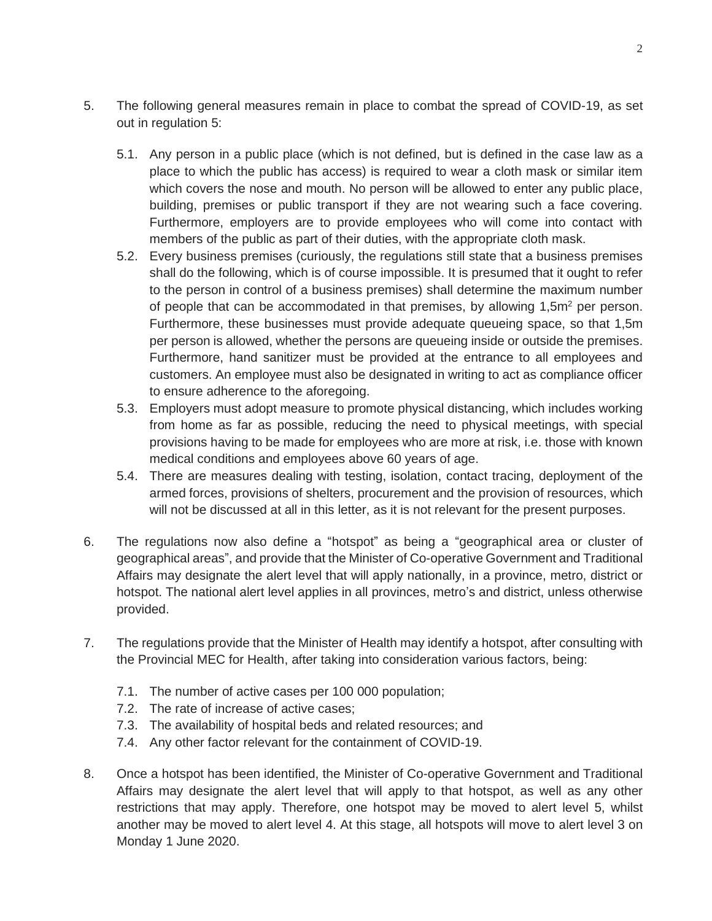5. The following general measures remain in place to combat the spread of COVID-19, as set out in regulation 5:

   5.1. Any person in a public place (which is not defined, but is defined in the case law as a place to which the public has access) is required to wear a cloth mask or similar item which covers the nose and mouth. No person will be allowed to enter any public place, building, premises or public transport if they are not wearing such a face covering. Furthermore, employers are to provide employees who will come into contact with members of the public as part of their duties, with the appropriate cloth mask.

   5.2. Every business premises (curiously, the regulations still state that a business premises shall do the following, which is of course impossible. It is presumed that it ought to refer to the person in control of a business premises) shall determine the maximum number of people that can be accommodated in that premises, by allowing 1,5$m^2$ per person. Furthermore, these businesses must provide adequate queueing space, so that 1,5m per person is allowed, whether the persons are queueing inside or outside the premises. Furthermore, hand sanitizer must be provided at the entrance to all employees and customers. An employee must also be designated in writing to act as compliance officer to ensure adherence to the aforegoing.

   5.3. Employers must adopt measure to promote physical distancing, which includes working from home as far as possible, reducing the need to physical meetings, with special provisions having to be made for employees who are more at risk, i.e. those with known medical conditions and employees above 60 years of age.

   5.4. There are measures dealing with testing, isolation, contact tracing, deployment of the armed forces, provisions of shelters, procurement and the provision of resources, which will not be discussed at all in this letter, as it is not relevant for the present purposes.

6. The regulations now also define a "hotspot" as being a "geographical area or cluster of geographical areas", and provide that the Minister of Co-operative Government and Traditional Affairs may designate the alert level that will apply nationally, in a province, metro, district or hotspot. The national alert level applies in all provinces, metro's and district, unless otherwise provided.

7. The regulations provide that the Minister of Health may identify a hotspot, after consulting with the Provincial MEC for Health, after taking into consideration various factors, being:

   7.1. The number of active cases per 100 000 population;
   7.2. The rate of increase of active cases;
   7.3. The availability of hospital beds and related resources; and
   7.4. Any other factor relevant for the containment of COVID-19.

8. Once a hotspot has been identified, the Minister of Co-operative Government and Traditional Affairs may designate the alert level that will apply to that hotspot, as well as any other restrictions that may apply. Therefore, one hotspot may be moved to alert level 5, whilst another may be moved to alert level 4. At this stage, all hotspots will move to alert level 3 on Monday 1 June 2020.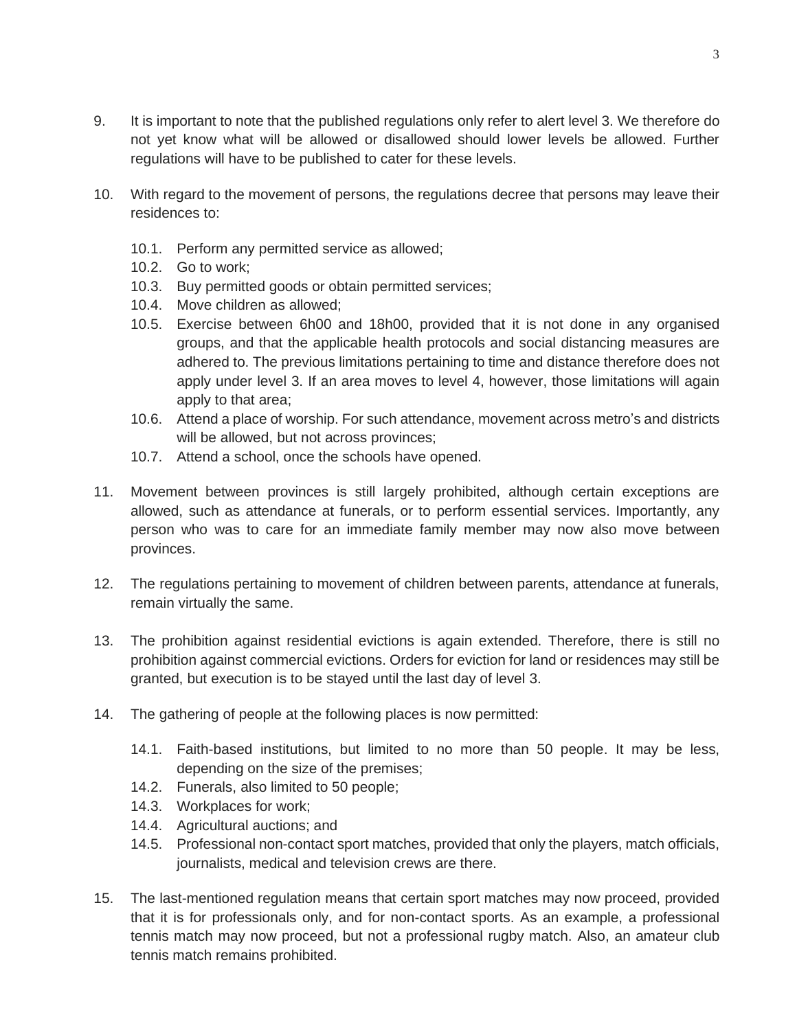9. It is important to note that the published regulations only refer to alert level 3. We therefore do not yet know what will be allowed or disallowed should lower levels be allowed. Further regulations will have to be published to cater for these levels.

10. With regard to the movement of persons, the regulations decree that persons may leave their residences to:

    10.1. Perform any permitted service as allowed;
    10.2. Go to work;
    10.3. Buy permitted goods or obtain permitted services;
    10.4. Move children as allowed;
    10.5. Exercise between 6h00 and 18h00, provided that it is not done in any organised groups, and that the applicable health protocols and social distancing measures are adhered to. The previous limitations pertaining to time and distance therefore does not apply under level 3. If an area moves to level 4, however, those limitations will again apply to that area;
    10.6. Attend a place of worship. For such attendance, movement across metro's and districts will be allowed, but not across provinces;
    10.7. Attend a school, once the schools have opened.

11. Movement between provinces is still largely prohibited, although certain exceptions are allowed, such as attendance at funerals, or to perform essential services. Importantly, any person who was to care for an immediate family member may now also move between provinces.

12. The regulations pertaining to movement of children between parents, attendance at funerals, remain virtually the same.

13. The prohibition against residential evictions is again extended. Therefore, there is still no prohibition against commercial evictions. Orders for eviction for land or residences may still be granted, but execution is to be stayed until the last day of level 3.

14. The gathering of people at the following places is now permitted:

    14.1. Faith-based institutions, but limited to no more than 50 people. It may be less, depending on the size of the premises;
    14.2. Funerals, also limited to 50 people;
    14.3. Workplaces for work;
    14.4. Agricultural auctions; and
    14.5. Professional non-contact sport matches, provided that only the players, match officials, journalists, medical and television crews are there.

15. The last-mentioned regulation means that certain sport matches may now proceed, provided that it is for professionals only, and for non-contact sports. As an example, a professional tennis match may now proceed, but not a professional rugby match. Also, an amateur club tennis match remains prohibited.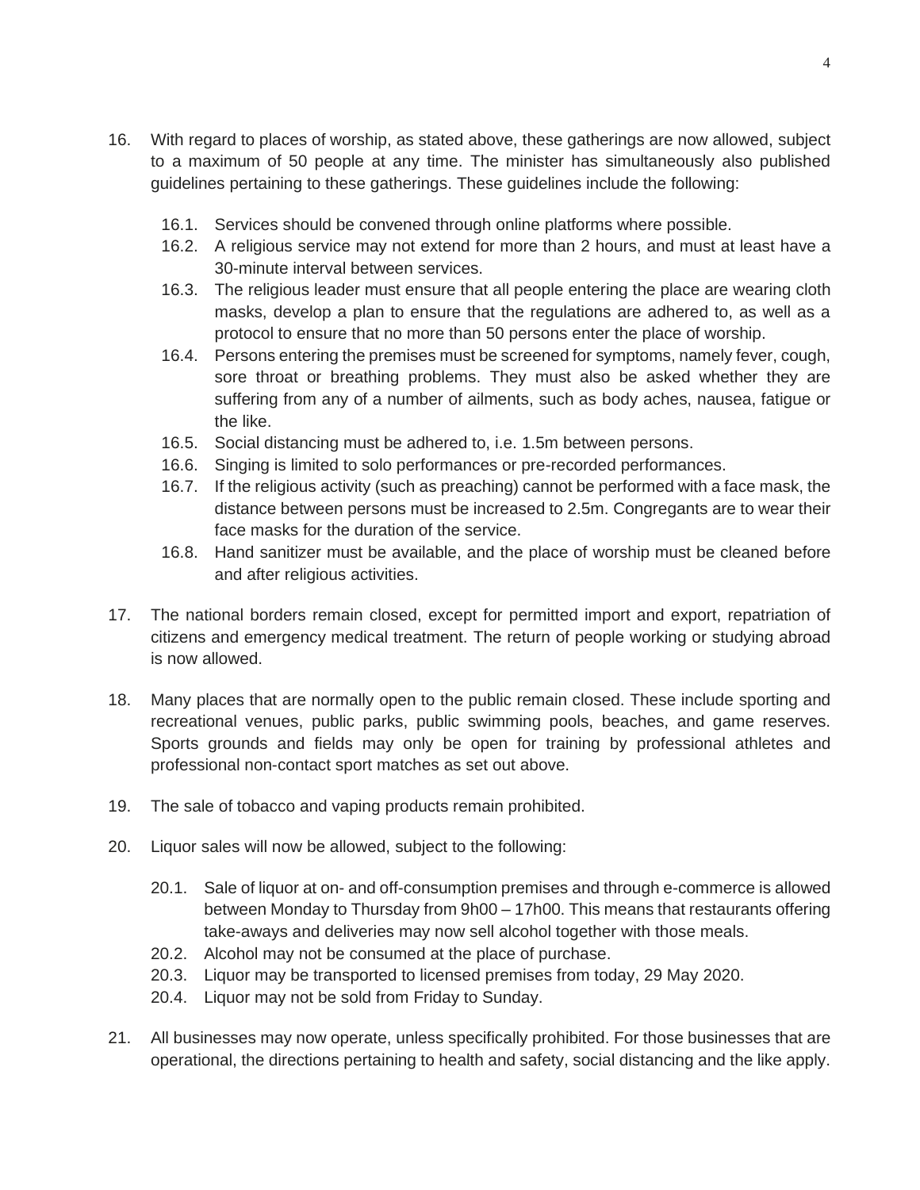16. With regard to places of worship, as stated above, these gatherings are now allowed, subject to a maximum of 50 people at any time. The minister has simultaneously also published guidelines pertaining to these gatherings. These guidelines include the following:

    16.1. Services should be convened through online platforms where possible.

    16.2. A religious service may not extend for more than 2 hours, and must at least have a 30-minute interval between services.

    16.3. The religious leader must ensure that all people entering the place are wearing cloth masks, develop a plan to ensure that the regulations are adhered to, as well as a protocol to ensure that no more than 50 persons enter the place of worship.

    16.4. Persons entering the premises must be screened for symptoms, namely fever, cough, sore throat or breathing problems. They must also be asked whether they are suffering from any of a number of ailments, such as body aches, nausea, fatigue or the like.

    16.5. Social distancing must be adhered to, i.e. 1.5m between persons.

    16.6. Singing is limited to solo performances or pre-recorded performances.

    16.7. If the religious activity (such as preaching) cannot be performed with a face mask, the distance between persons must be increased to 2.5m. Congregants are to wear their face masks for the duration of the service.

    16.8. Hand sanitizer must be available, and the place of worship must be cleaned before and after religious activities.

17. The national borders remain closed, except for permitted import and export, repatriation of citizens and emergency medical treatment. The return of people working or studying abroad is now allowed.

18. Many places that are normally open to the public remain closed. These include sporting and recreational venues, public parks, public swimming pools, beaches, and game reserves. Sports grounds and fields may only be open for training by professional athletes and professional non-contact sport matches as set out above.

19. The sale of tobacco and vaping products remain prohibited.

20. Liquor sales will now be allowed, subject to the following:

    20.1. Sale of liquor at on- and off-consumption premises and through e-commerce is allowed between Monday to Thursday from 9h00 – 17h00. This means that restaurants offering take-aways and deliveries may now sell alcohol together with those meals.

    20.2. Alcohol may not be consumed at the place of purchase.

    20.3. Liquor may be transported to licensed premises from today, 29 May 2020.

    20.4. Liquor may not be sold from Friday to Sunday.

21. All businesses may now operate, unless specifically prohibited. For those businesses that are operational, the directions pertaining to health and safety, social distancing and the like apply.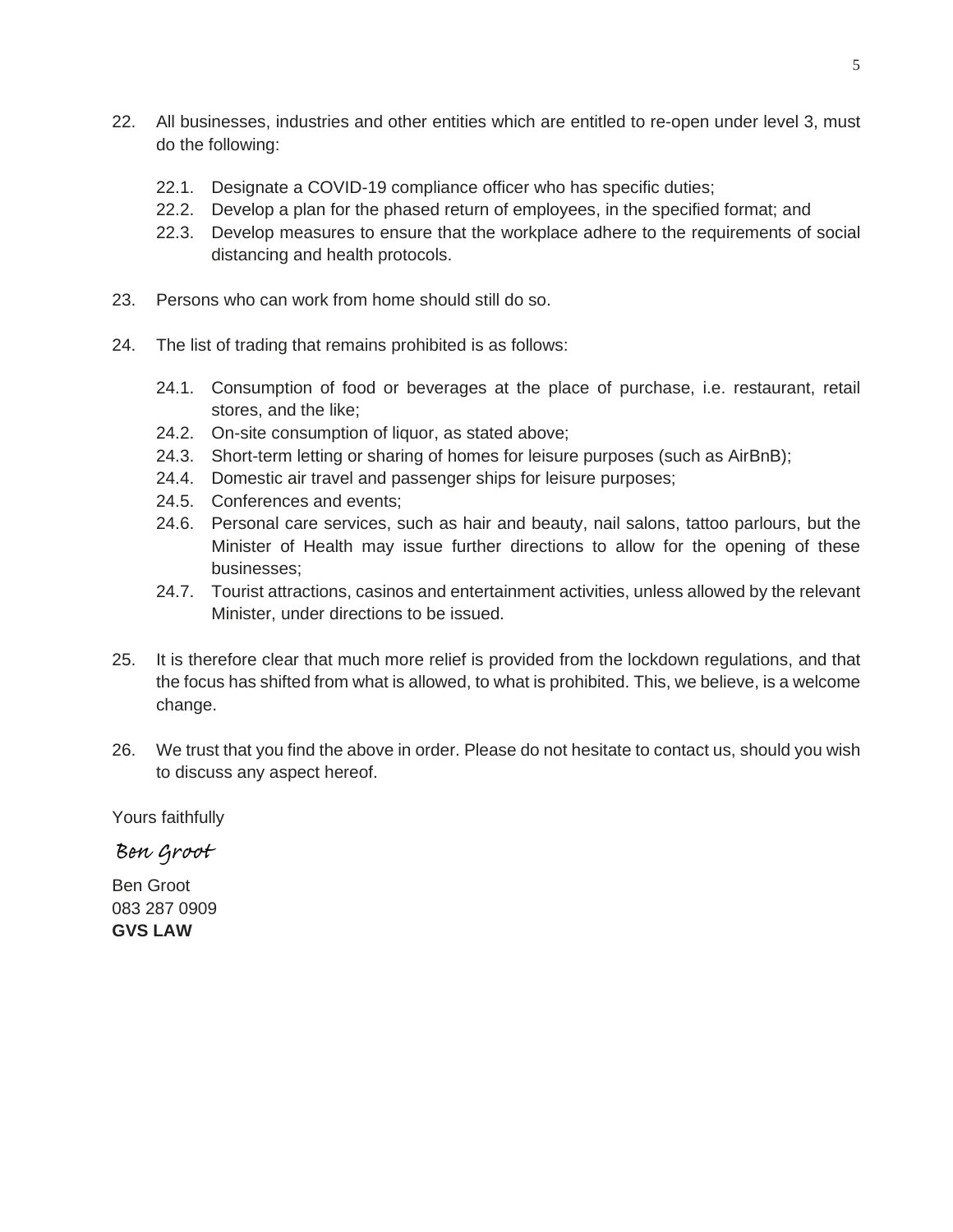22. All businesses, industries and other entities which are entitled to re-open under level 3, must do the following:

    22.1. Designate a COVID-19 compliance officer who has specific duties;
    22.2. Develop a plan for the phased return of employees, in the specified format; and
    22.3. Develop measures to ensure that the workplace adhere to the requirements of social distancing and health protocols.

23. Persons who can work from home should still do so.

24. The list of trading that remains prohibited is as follows:

    24.1. Consumption of food or beverages at the place of purchase, i.e. restaurant, retail stores, and the like;
    24.2. On-site consumption of liquor, as stated above;
    24.3. Short-term letting or sharing of homes for leisure purposes (such as AirBnB);
    24.4. Domestic air travel and passenger ships for leisure purposes;
    24.5. Conferences and events;
    24.6. Personal care services, such as hair and beauty, nail salons, tattoo parlours, but the Minister of Health may issue further directions to allow for the opening of these businesses;
    24.7. Tourist attractions, casinos and entertainment activities, unless allowed by the relevant Minister, under directions to be issued.

25. It is therefore clear that much more relief is provided from the lockdown regulations, and that the focus has shifted from what is allowed, to what is prohibited. This, we believe, is a welcome change.

26. We trust that you find the above in order. Please do not hesitate to contact us, should you wish to discuss any aspect hereof.

Yours faithfully

*Ben Groot*

Ben Groot
083 287 0909
**GVS LAW**